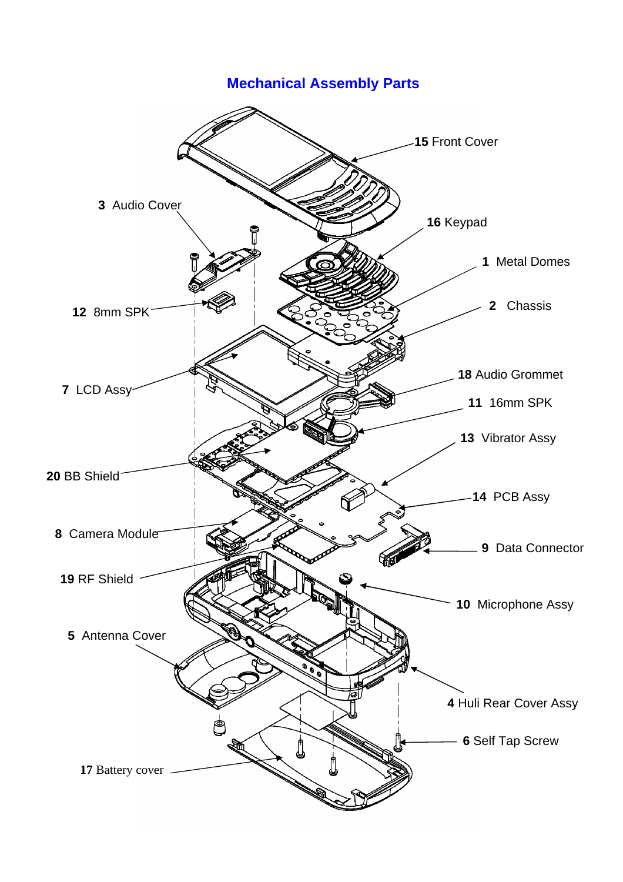# Mechanical Assembly Parts

15 Front Cover

3 Audio Cover

16 Keypad

1 Metal Domes

12 8mm SPK

2 Chassis

7 LCD Assy

18 Audio Grommet

11 16mm SPK

13 Vibrator Assy

20 BB Shield

14 PCB Assy

8 Camera Module

9 Data Connector

19 RF Shield

10 Microphone Assy

5 Antenna Cover

4 Huli Rear Cover Assy

6 Self Tap Screw

17 Battery cover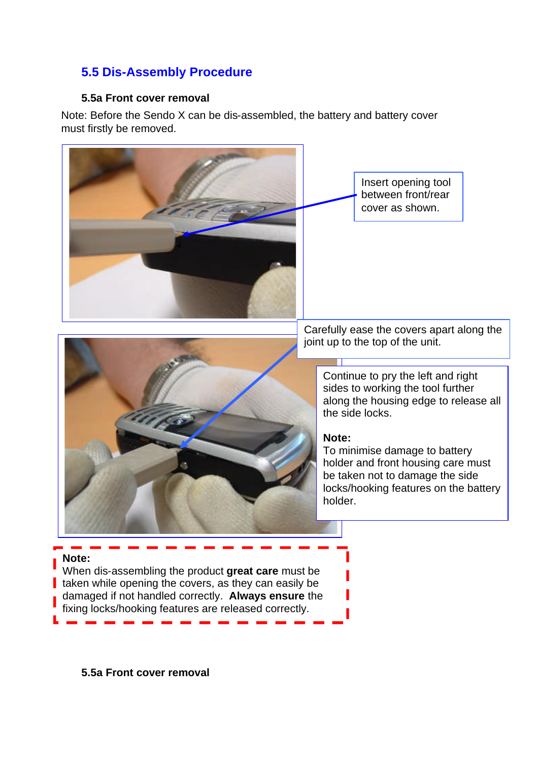## 5.5 Dis-Assembly Procedure

### 5.5a Front cover removal

Note: Before the Sendo X can be dis-assembled, the battery and battery cover must firstly be removed.

Insert opening tool between front/rear cover as shown.

Carefully ease the covers apart along the joint up to the top of the unit.

Continue to pry the left and right sides to working the tool further along the housing edge to release all the side locks.

**Note:**
To minimise damage to battery holder and front housing care must be taken not to damage the side locks/hooking features on the battery holder.

**Note:**
When dis-assembling the product **great care** must be taken while opening the covers, as they can easily be damaged if not handled correctly. **Always ensure** the fixing locks/hooking features are released correctly.

### 5.5a Front cover removal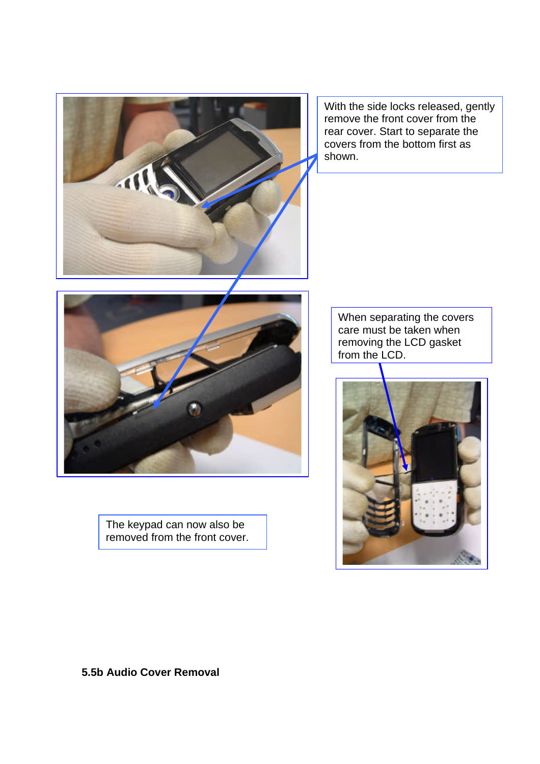With the side locks released, gently remove the front cover from the rear cover. Start to separate the covers from the bottom first as shown.

When separating the covers care must be taken when removing the LCD gasket from the LCD.

The keypad can now also be removed from the front cover.

**5.5b Audio Cover Removal**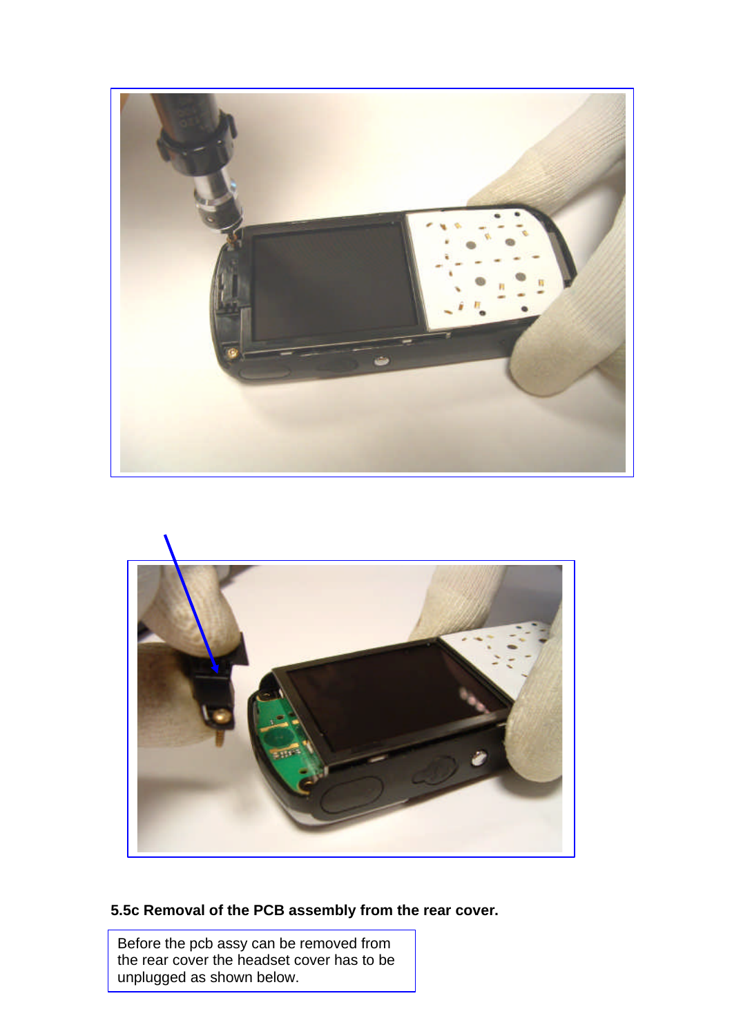**5.5c Removal of the PCB assembly from the rear cover.**

Before the pcb assy can be removed from the rear cover the headset cover has to be unplugged as shown below.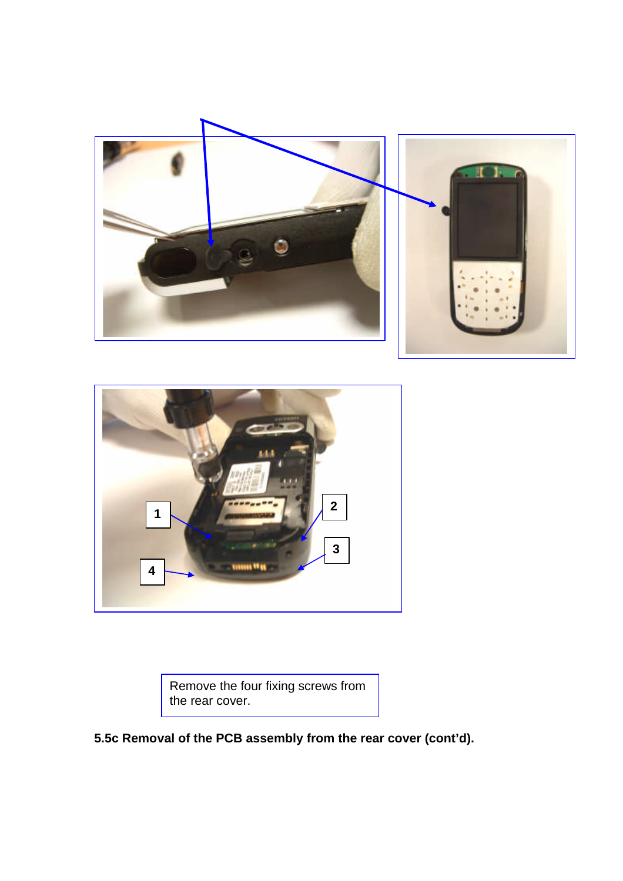Remove the four fixing screws from the rear cover.

**5.5c Removal of the PCB assembly from the rear cover (cont'd).**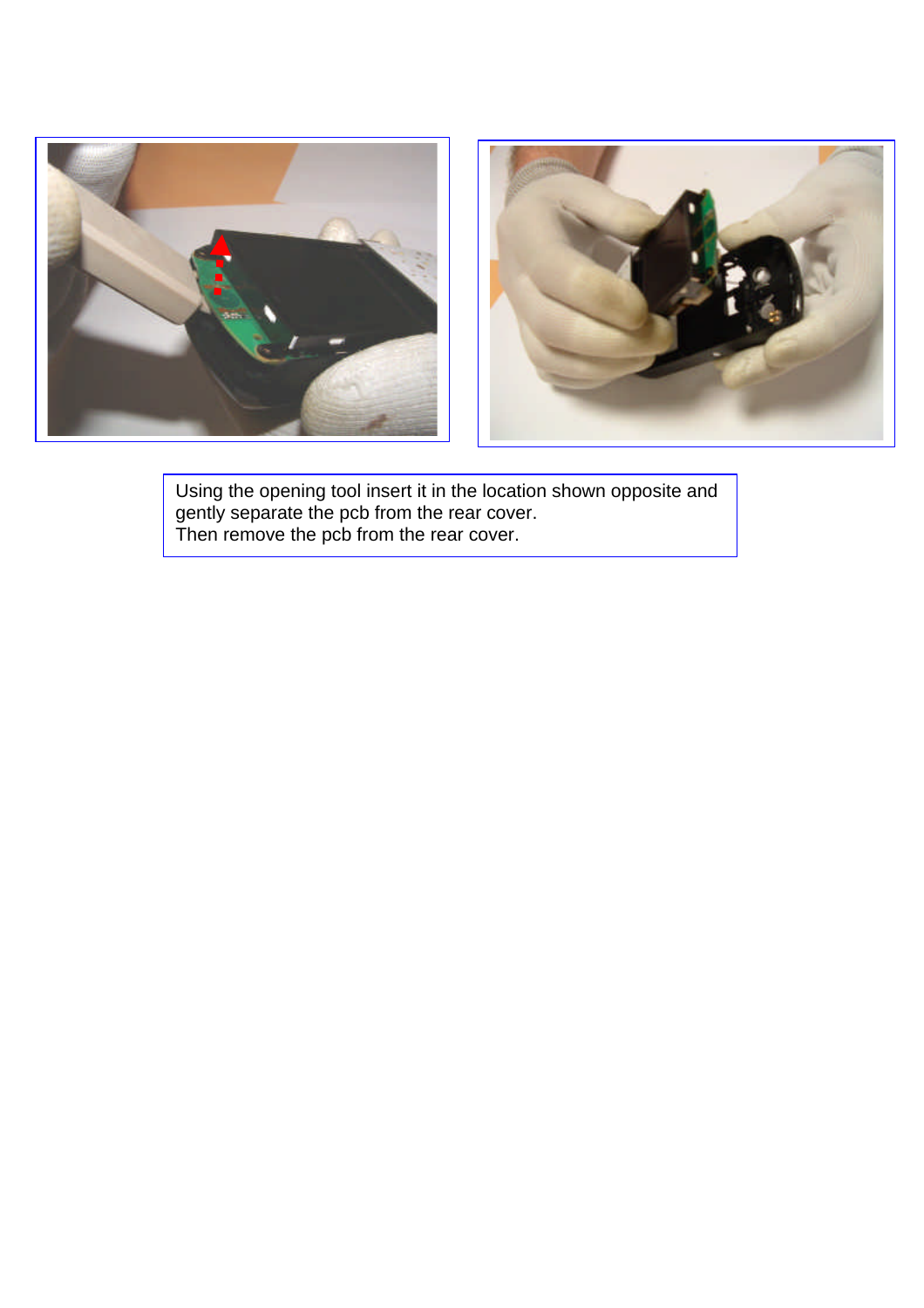Using the opening tool insert it in the location shown opposite and gently separate the pcb from the rear cover.
Then remove the pcb from the rear cover.